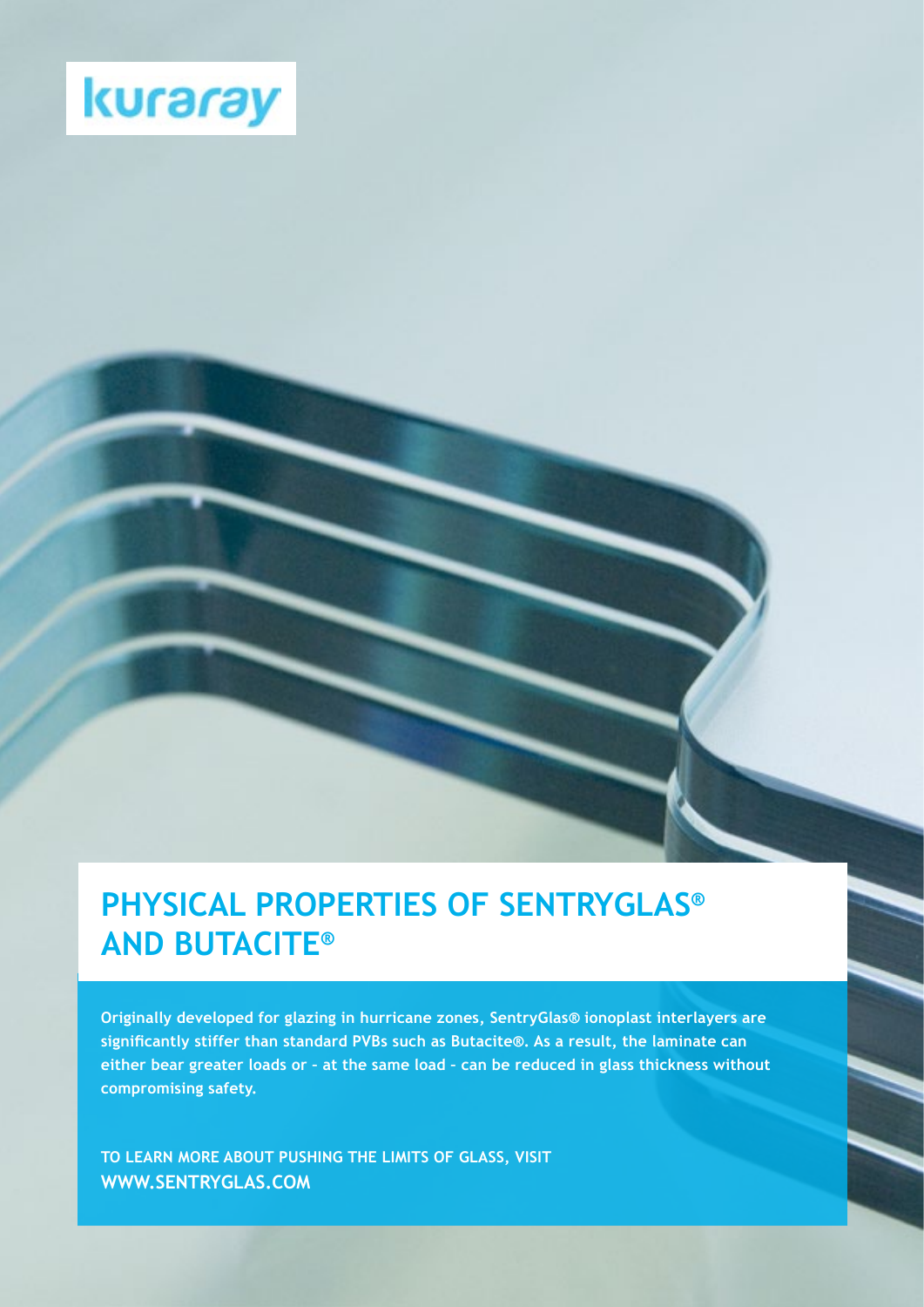kuraray

# PHYSICAL PROPERTIES OF SENTRYGLAS® AND BUTACITE®

**Originally developed for glazing in hurricane zones, SentryGlas® ionoplast interlayers are significantly stiffer than standard PVBs such as Butacite®. As a result, the laminate can either bear greater loads or – at the same load – can be reduced in glass thickness without compromising safety.**

**TO LEARN MORE ABOUT PUSHING THE LIMITS OF GLASS, VISIT WWW.SENTRYGLAS.COM**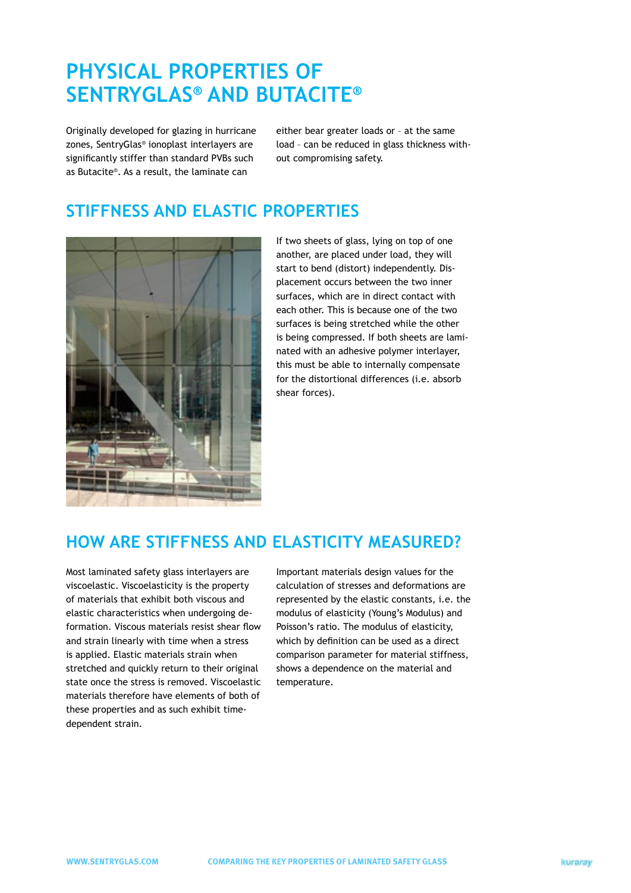# PHYSICAL PROPERTIES OF SENTRYGLAS® AND BUTACITE®

Originally developed for glazing in hurricane zones, SentryGlas® ionoplast interlayers are significantly stiffer than standard PVBs such as Butacite®. As a result, the laminate can either bear greater loads or – at the same load – can be reduced in glass thickness without compromising safety.

## STIFFNESS AND ELASTIC PROPERTIES

If two sheets of glass, lying on top of one another, are placed under load, they will start to bend (distort) independently. Displacement occurs between the two inner surfaces, which are in direct contact with each other. This is because one of the two surfaces is being stretched while the other is being compressed. If both sheets are laminated with an adhesive polymer interlayer, this must be able to internally compensate for the distortional differences (i.e. absorb shear forces).

## HOW ARE STIFFNESS AND ELASTICITY MEASURED?

Most laminated safety glass interlayers are viscoelastic. Viscoelasticity is the property of materials that exhibit both viscous and elastic characteristics when undergoing deformation. Viscous materials resist shear flow and strain linearly with time when a stress is applied. Elastic materials strain when stretched and quickly return to their original state once the stress is removed. Viscoelastic materials therefore have elements of both of these properties and as such exhibit time-dependent strain.

Important materials design values for the calculation of stresses and deformations are represented by the elastic constants, i.e. the modulus of elasticity (Young's Modulus) and Poisson's ratio. The modulus of elasticity, which by definition can be used as a direct comparison parameter for material stiffness, shows a dependence on the material and temperature.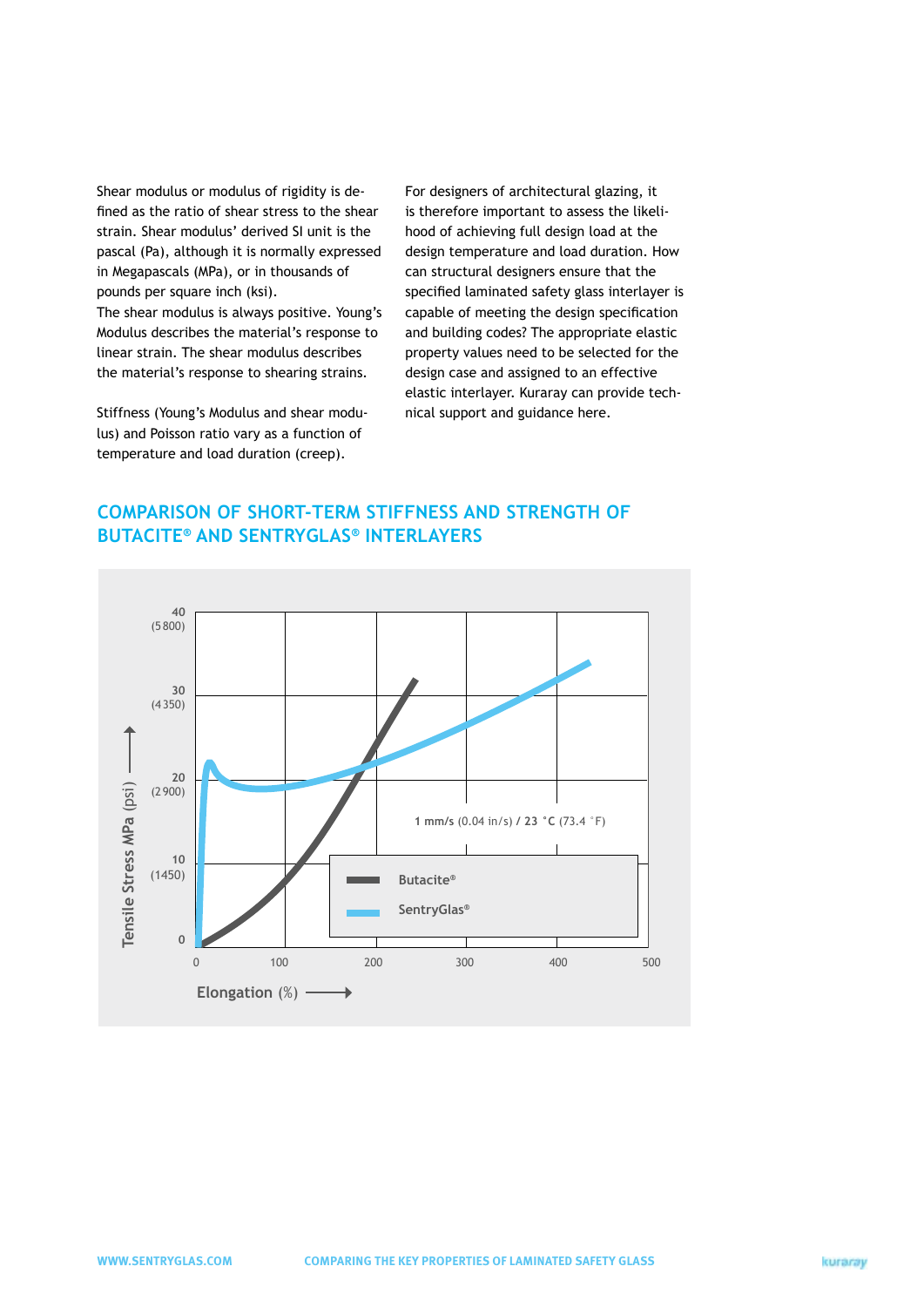Shear modulus or modulus of rigidity is defined as the ratio of shear stress to the shear strain. Shear modulus' derived SI unit is the pascal (Pa), although it is normally expressed in Megapascals (MPa), or in thousands of pounds per square inch (ksi).
The shear modulus is always positive. Young's Modulus describes the material's response to linear strain. The shear modulus describes the material's response to shearing strains.

Stiffness (Young's Modulus and shear modulus) and Poisson ratio vary as a function of temperature and load duration (creep).

For designers of architectural glazing, it is therefore important to assess the likelihood of achieving full design load at the design temperature and load duration. How can structural designers ensure that the specified laminated safety glass interlayer is capable of meeting the design specification and building codes? The appropriate elastic property values need to be selected for the design case and assigned to an effective elastic interlayer. Kuraray can provide technical support and guidance here.

## COMPARISON OF SHORT-TERM STIFFNESS AND STRENGTH OF BUTACITE® AND SENTRYGLAS® INTERLAYERS

Tensile Stress MPa (psi): 0, 10 (1450), 20 (2 900), 30 (4 350), 40 (5 800)

Elongation (%): 0, 100, 200, 300, 400, 500

1 mm/s (0.04 in/s) / 23 °C (73.4 °F)

Butacite®

SentryGlas®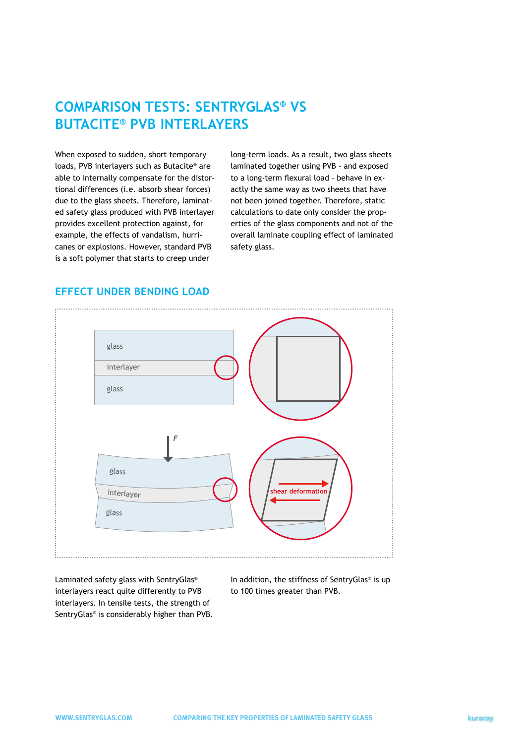# COMPARISON TESTS: SENTRYGLAS® VS BUTACITE® PVB INTERLAYERS

When exposed to sudden, short temporary loads, PVB interlayers such as Butacite® are able to internally compensate for the distortional differences (i.e. absorb shear forces) due to the glass sheets. Therefore, laminated safety glass produced with PVB interlayer provides excellent protection against, for example, the effects of vandalism, hurricanes or explosions. However, standard PVB is a soft polymer that starts to creep under long-term loads. As a result, two glass sheets laminated together using PVB – and exposed to a long-term flexural load – behave in exactly the same way as two sheets that have not been joined together. Therefore, static calculations to date only consider the properties of the glass components and not of the overall laminate coupling effect of laminated safety glass.

## EFFECT UNDER BENDING LOAD

glass

interlayer

glass

F

glass

interlayer

glass

shear deformation

Laminated safety glass with SentryGlas® interlayers react quite differently to PVB interlayers. In tensile tests, the strength of SentryGlas® is considerably higher than PVB.

In addition, the stiffness of SentryGlas® is up to 100 times greater than PVB.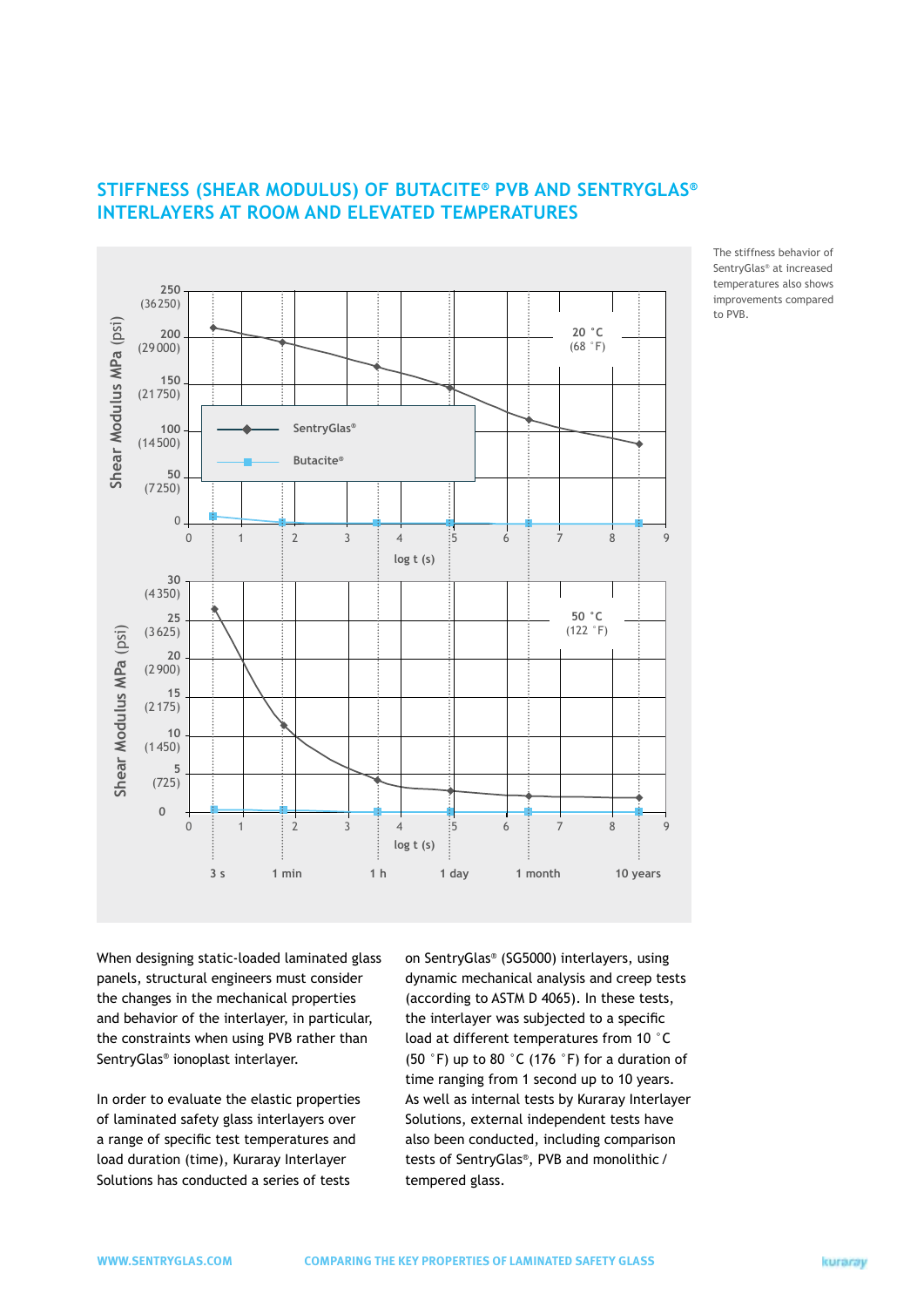## STIFFNESS (SHEAR MODULUS) OF BUTACITE® PVB AND SENTRYGLAS® INTERLAYERS AT ROOM AND ELEVATED TEMPERATURES

The stiffness behavior of SentryGlas® at increased temperatures also shows improvements compared to PVB.

When designing static-loaded laminated glass panels, structural engineers must consider the changes in the mechanical properties and behavior of the interlayer, in particular, the constraints when using PVB rather than SentryGlas® ionoplast interlayer.

In order to evaluate the elastic properties of laminated safety glass interlayers over a range of specific test temperatures and load duration (time), Kuraray Interlayer Solutions has conducted a series of tests on SentryGlas® (SG5000) interlayers, using dynamic mechanical analysis and creep tests (according to ASTM D 4065). In these tests, the interlayer was subjected to a specific load at different temperatures from 10 °C (50 °F) up to 80 °C (176 °F) for a duration of time ranging from 1 second up to 10 years. As well as internal tests by Kuraray Interlayer Solutions, external independent tests have also been conducted, including comparison tests of SentryGlas®, PVB and monolithic / tempered glass.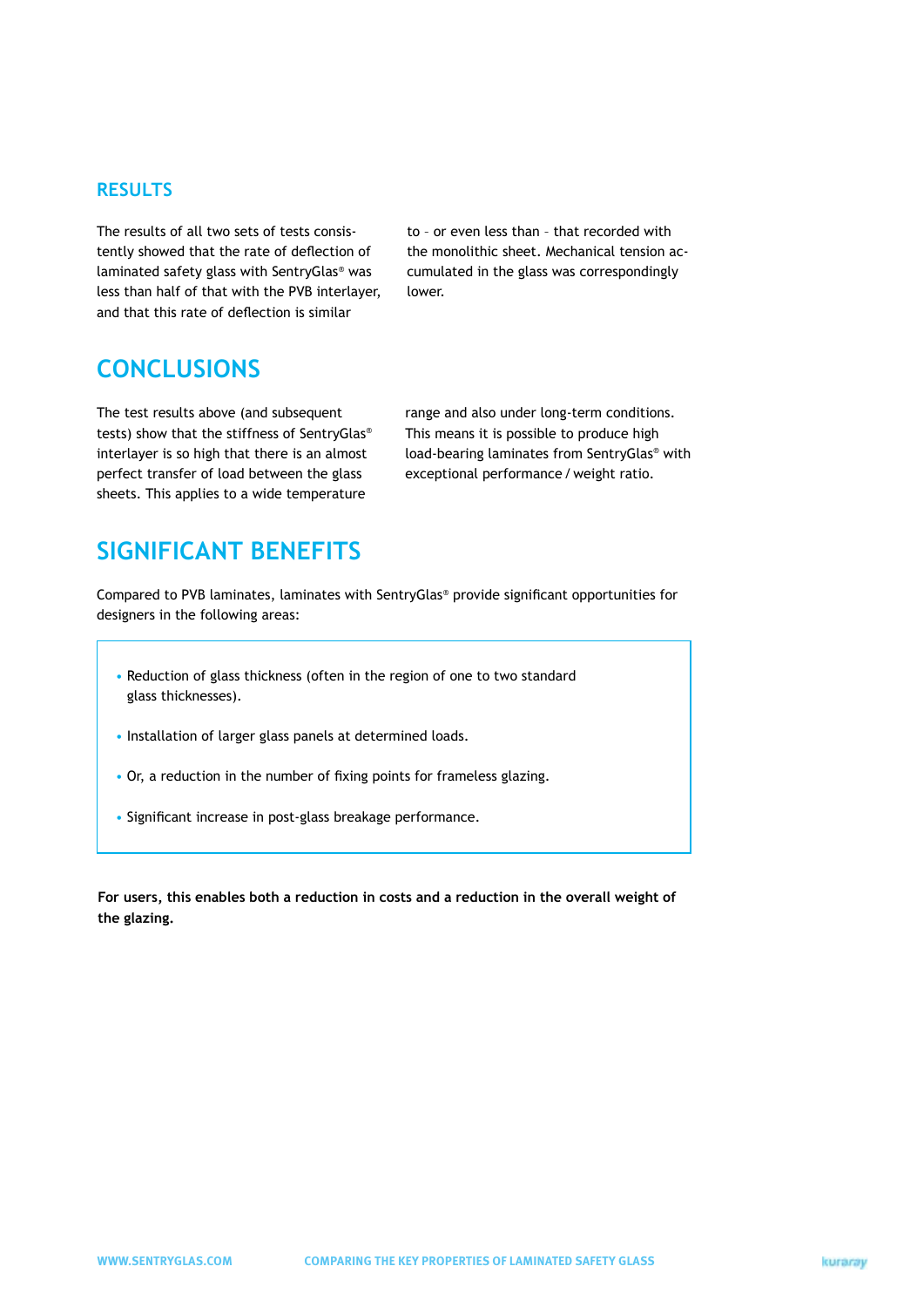## RESULTS

The results of all two sets of tests consistently showed that the rate of deflection of laminated safety glass with SentryGlas® was less than half of that with the PVB interlayer, and that this rate of deflection is similar to – or even less than – that recorded with the monolithic sheet. Mechanical tension accumulated in the glass was correspondingly lower.

## CONCLUSIONS

The test results above (and subsequent tests) show that the stiffness of SentryGlas® interlayer is so high that there is an almost perfect transfer of load between the glass sheets. This applies to a wide temperature range and also under long-term conditions. This means it is possible to produce high load-bearing laminates from SentryGlas® with exceptional performance / weight ratio.

## SIGNIFICANT BENEFITS

Compared to PVB laminates, laminates with SentryGlas® provide significant opportunities for designers in the following areas:

- Reduction of glass thickness (often in the region of one to two standard glass thicknesses).
- Installation of larger glass panels at determined loads.
- Or, a reduction in the number of fixing points for frameless glazing.
- Significant increase in post-glass breakage performance.

**For users, this enables both a reduction in costs and a reduction in the overall weight of the glazing.**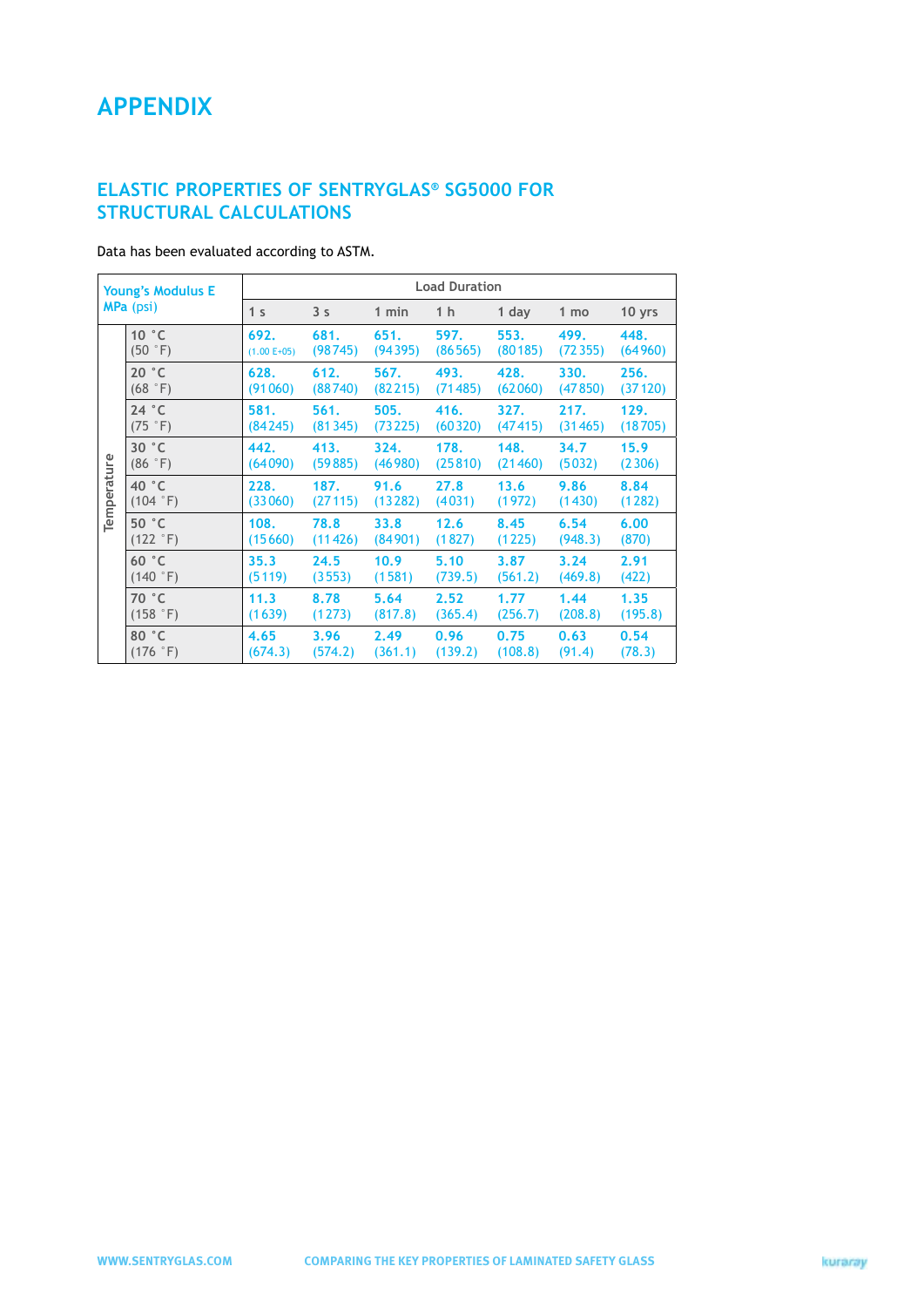# APPENDIX

## ELASTIC PROPERTIES OF SENTRYGLAS® SG5000 FOR STRUCTURAL CALCULATIONS

Data has been evaluated according to ASTM.

| Young's Modulus E MPa (psi) | | Load Duration | | | | | | |
|---|---|---|---|---|---|---|---|---|
| | | 1 s | 3 s | 1 min | 1 h | 1 day | 1 mo | 10 yrs |
| Temperature | 10 °C (50 °F) | 692. (1.00 E+05) | 681. (98745) | 651. (94395) | 597. (86565) | 553. (80185) | 499. (72355) | 448. (64960) |
| | 20 °C (68 °F) | 628. (91060) | 612. (88740) | 567. (82215) | 493. (71485) | 428. (62060) | 330. (47850) | 256. (37120) |
| | 24 °C (75 °F) | 581. (84245) | 561. (81345) | 505. (73225) | 416. (60320) | 327. (47415) | 217. (31465) | 129. (18705) |
| | 30 °C (86 °F) | 442. (64090) | 413. (59885) | 324. (46980) | 178. (25810) | 148. (21460) | 34.7 (5032) | 15.9 (2306) |
| | 40 °C (104 °F) | 228. (33060) | 187. (27115) | 91.6 (13282) | 27.8 (4031) | 13.6 (1972) | 9.86 (1430) | 8.84 (1282) |
| | 50 °C (122 °F) | 108. (15660) | 78.8 (11426) | 33.8 (84901) | 12.6 (1827) | 8.45 (1225) | 6.54 (948.3) | 6.00 (870) |
| | 60 °C (140 °F) | 35.3 (5119) | 24.5 (3553) | 10.9 (1581) | 5.10 (739.5) | 3.87 (561.2) | 3.24 (469.8) | 2.91 (422) |
| | 70 °C (158 °F) | 11.3 (1639) | 8.78 (1273) | 5.64 (817.8) | 2.52 (365.4) | 1.77 (256.7) | 1.44 (208.8) | 1.35 (195.8) |
| | 80 °C (176 °F) | 4.65 (674.3) | 3.96 (574.2) | 2.49 (361.1) | 0.96 (139.2) | 0.75 (108.8) | 0.63 (91.4) | 0.54 (78.3) |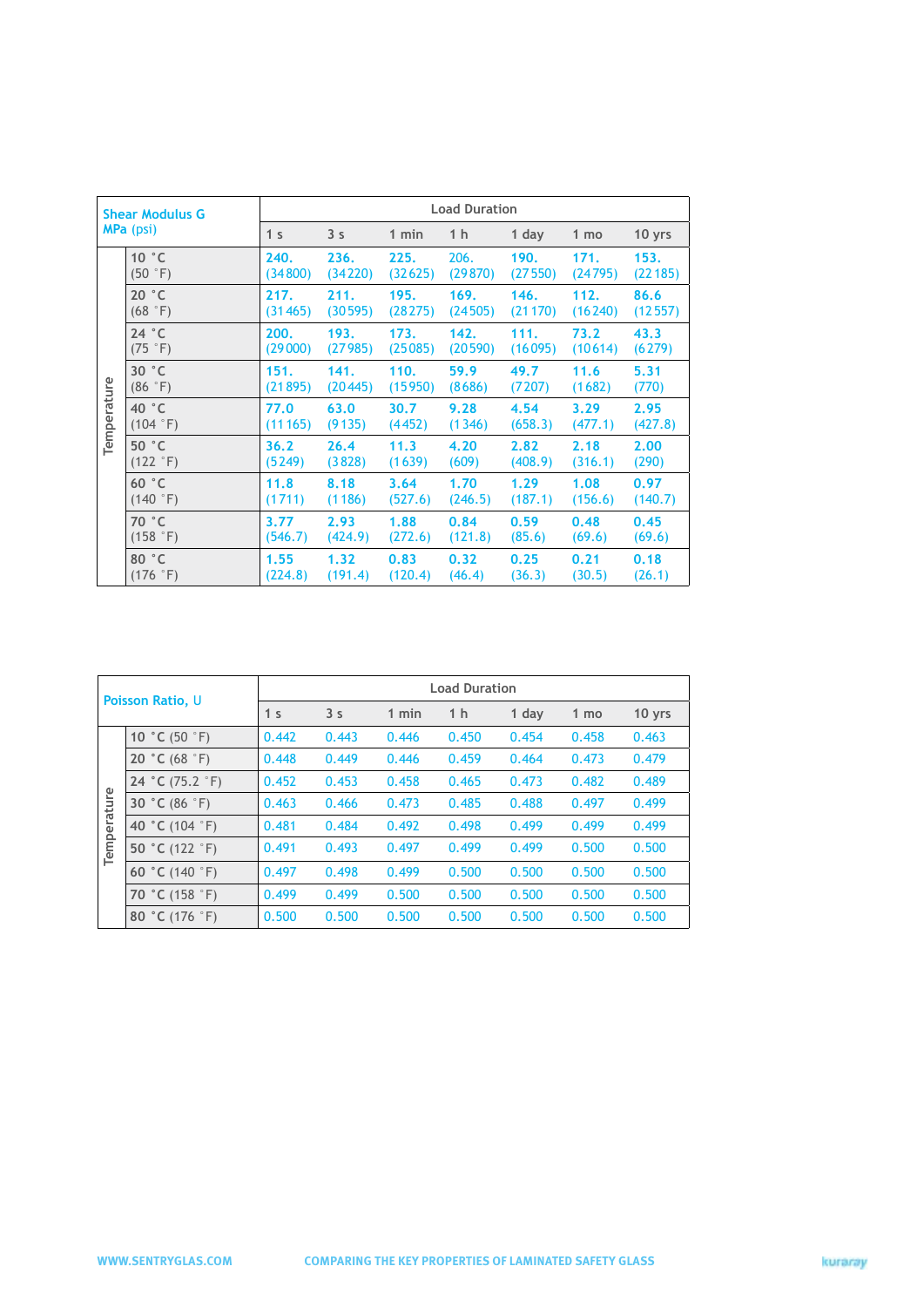| Shear Modulus G MPa (psi) | | Load Duration | | | | | | |
|---|---|---|---|---|---|---|---|---|
| | | 1 s | 3 s | 1 min | 1 h | 1 day | 1 mo | 10 yrs |
| Temperature | 10 °C (50 °F) | 240. (34 800) | 236. (34 220) | 225. (32 625) | 206. (29 870) | 190. (27 550) | 171. (24 795) | 153. (22 185) |
| | 20 °C (68 °F) | 217. (31 465) | 211. (30 595) | 195. (28 275) | 169. (24 505) | 146. (21 170) | 112. (16 240) | 86.6 (12 557) |
| | 24 °C (75 °F) | 200. (29 000) | 193. (27 985) | 173. (25 085) | 142. (20 590) | 111. (16 095) | 73.2 (10 614) | 43.3 (6 279) |
| | 30 °C (86 °F) | 151. (21 895) | 141. (20 445) | 110. (15 950) | 59.9 (8 686) | 49.7 (7 207) | 11.6 (1 682) | 5.31 (770) |
| | 40 °C (104 °F) | 77.0 (11 165) | 63.0 (9 135) | 30.7 (4 452) | 9.28 (1 346) | 4.54 (658.3) | 3.29 (477.1) | 2.95 (427.8) |
| | 50 °C (122 °F) | 36.2 (5 249) | 26.4 (3 828) | 11.3 (1 639) | 4.20 (609) | 2.82 (408.9) | 2.18 (316.1) | 2.00 (290) |
| | 60 °C (140 °F) | 11.8 (1 711) | 8.18 (1 186) | 3.64 (527.6) | 1.70 (246.5) | 1.29 (187.1) | 1.08 (156.6) | 0.97 (140.7) |
| | 70 °C (158 °F) | 3.77 (546.7) | 2.93 (424.9) | 1.88 (272.6) | 0.84 (121.8) | 0.59 (85.6) | 0.48 (69.6) | 0.45 (69.6) |
| | 80 °C (176 °F) | 1.55 (224.8) | 1.32 (191.4) | 0.83 (120.4) | 0.32 (46.4) | 0.25 (36.3) | 0.21 (30.5) | 0.18 (26.1) |

| Poisson Ratio, U | | Load Duration | | | | | | |
|---|---|---|---|---|---|---|---|---|
| | | 1 s | 3 s | 1 min | 1 h | 1 day | 1 mo | 10 yrs |
| Temperature | 10 °C (50 °F) | 0.442 | 0.443 | 0.446 | 0.450 | 0.454 | 0.458 | 0.463 |
| | 20 °C (68 °F) | 0.448 | 0.449 | 0.446 | 0.459 | 0.464 | 0.473 | 0.479 |
| | 24 °C (75.2 °F) | 0.452 | 0.453 | 0.458 | 0.465 | 0.473 | 0.482 | 0.489 |
| | 30 °C (86 °F) | 0.463 | 0.466 | 0.473 | 0.485 | 0.488 | 0.497 | 0.499 |
| | 40 °C (104 °F) | 0.481 | 0.484 | 0.492 | 0.498 | 0.499 | 0.499 | 0.499 |
| | 50 °C (122 °F) | 0.491 | 0.493 | 0.497 | 0.499 | 0.499 | 0.500 | 0.500 |
| | 60 °C (140 °F) | 0.497 | 0.498 | 0.499 | 0.500 | 0.500 | 0.500 | 0.500 |
| | 70 °C (158 °F) | 0.499 | 0.499 | 0.500 | 0.500 | 0.500 | 0.500 | 0.500 |
| | 80 °C (176 °F) | 0.500 | 0.500 | 0.500 | 0.500 | 0.500 | 0.500 | 0.500 |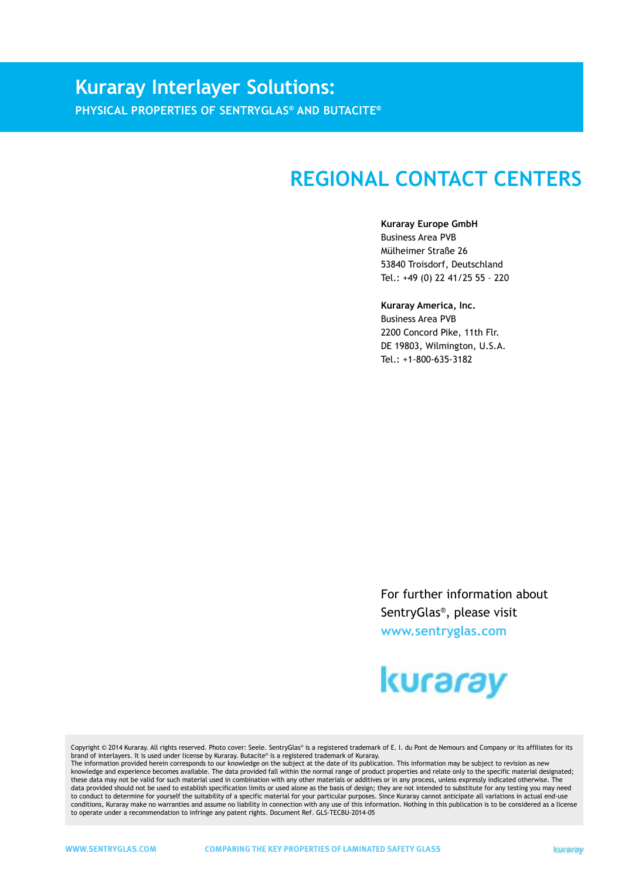# Kuraray Interlayer Solutions:

PHYSICAL PROPERTIES OF SENTRYGLAS® AND BUTACITE®

## REGIONAL CONTACT CENTERS

**Kuraray Europe GmbH**
Business Area PVB
Mülheimer Straße 26
53840 Troisdorf, Deutschland
Tel.: +49 (0) 22 41/25 55 – 220

**Kuraray America, Inc.**
Business Area PVB
2200 Concord Pike, 11th Flr.
DE 19803, Wilmington, U.S.A.
Tel.: +1-800-635-3182

For further information about SentryGlas®, please visit
www.sentryglas.com

kuraray

Copyright © 2014 Kuraray. All rights reserved. Photo cover: Seele. SentryGlas® is a registered trademark of E. I. du Pont de Nemours and Company or its affiliates for its brand of interlayers. It is used under license by Kuraray. Butacite® is a registered trademark of Kuraray.
The information provided herein corresponds to our knowledge on the subject at the date of its publication. This information may be subject to revision as new knowledge and experience becomes available. The data provided fall within the normal range of product properties and relate only to the specific material designated; these data may not be valid for such material used in combination with any other materials or additives or in any process, unless expressly indicated otherwise. The data provided should not be used to establish specification limits or used alone as the basis of design; they are not intended to substitute for any testing you may need to conduct to determine for yourself the suitability of a specific material for your particular purposes. Since Kuraray cannot anticipate all variations in actual end-use conditions, Kuraray make no warranties and assume no liability in connection with any use of this information. Nothing in this publication is to be considered as a license to operate under a recommendation to infringe any patent rights. Document Ref. GLS-TECBU-2014-05